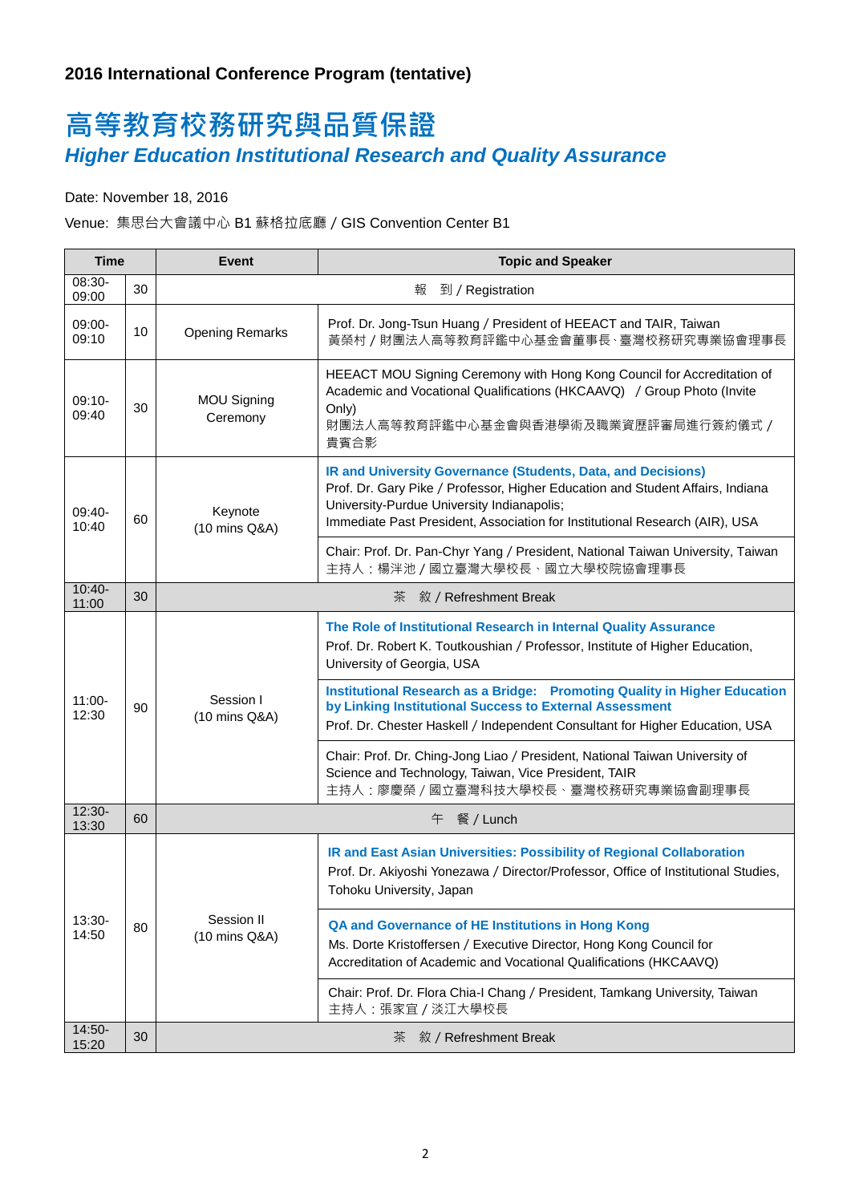**2016 International Conference Program (tentative)**

# 高等教育校務研究與品質保證

## *Higher Education Institutional Research and Quality Assurance*

Date: November 18, 2016

Venue: 集思台大會議中心 B1 蘇格拉底廳 / GIS Convention Center B1

| Time | | Event | Topic and Speaker |
|---|---|---|---|
| 08:30-09:00 | 30 | 報　到 / Registration | |
| 09:00-09:10 | 10 | Opening Remarks | Prof. Dr. Jong-Tsun Huang / President of HEEACT and TAIR, Taiwan<br>黃榮村 / 財團法人高等教育評鑑中心基金會董事長、臺灣校務研究專業協會理事長 |
| 09:10-09:40 | 30 | MOU Signing Ceremony | HEEACT MOU Signing Ceremony with Hong Kong Council for Accreditation of Academic and Vocational Qualifications (HKCAAVQ) / Group Photo (Invite Only)<br>財團法人高等教育評鑑中心基金會與香港學術及職業資歷評審局進行簽約儀式 / 貴賓合影 |
| 09:40-10:40 | 60 | Keynote<br>(10 mins Q&A) | **IR and University Governance (Students, Data, and Decisions)**<br>Prof. Dr. Gary Pike / Professor, Higher Education and Student Affairs, Indiana University-Purdue University Indianapolis;<br>Immediate Past President, Association for Institutional Research (AIR), USA |
| | | | Chair: Prof. Dr. Pan-Chyr Yang / President, National Taiwan University, Taiwan<br>主持人：楊泮池 / 國立臺灣大學校長、國立大學校院協會理事長 |
| 10:40-11:00 | 30 | 茶　敘 / Refreshment Break | |
| 11:00-12:30 | 90 | Session I<br>(10 mins Q&A) | **The Role of Institutional Research in Internal Quality Assurance**<br>Prof. Dr. Robert K. Toutkoushian / Professor, Institute of Higher Education, University of Georgia, USA |
| | | | **Institutional Research as a Bridge: Promoting Quality in Higher Education by Linking Institutional Success to External Assessment**<br>Prof. Dr. Chester Haskell / Independent Consultant for Higher Education, USA |
| | | | Chair: Prof. Dr. Ching-Jong Liao / President, National Taiwan University of Science and Technology, Taiwan, Vice President, TAIR<br>主持人：廖慶榮 / 國立臺灣科技大學校長、臺灣校務研究專業協會副理事長 |
| 12:30-13:30 | 60 | 午　餐 / Lunch | |
| 13:30-14:50 | 80 | Session II<br>(10 mins Q&A) | **IR and East Asian Universities: Possibility of Regional Collaboration**<br>Prof. Dr. Akiyoshi Yonezawa / Director/Professor, Office of Institutional Studies, Tohoku University, Japan |
| | | | **QA and Governance of HE Institutions in Hong Kong**<br>Ms. Dorte Kristoffersen / Executive Director, Hong Kong Council for Accreditation of Academic and Vocational Qualifications (HKCAAVQ) |
| | | | Chair: Prof. Dr. Flora Chia-I Chang / President, Tamkang University, Taiwan<br>主持人：張家宜 / 淡江大學校長 |
| 14:50-15:20 | 30 | 茶　敘 / Refreshment Break | |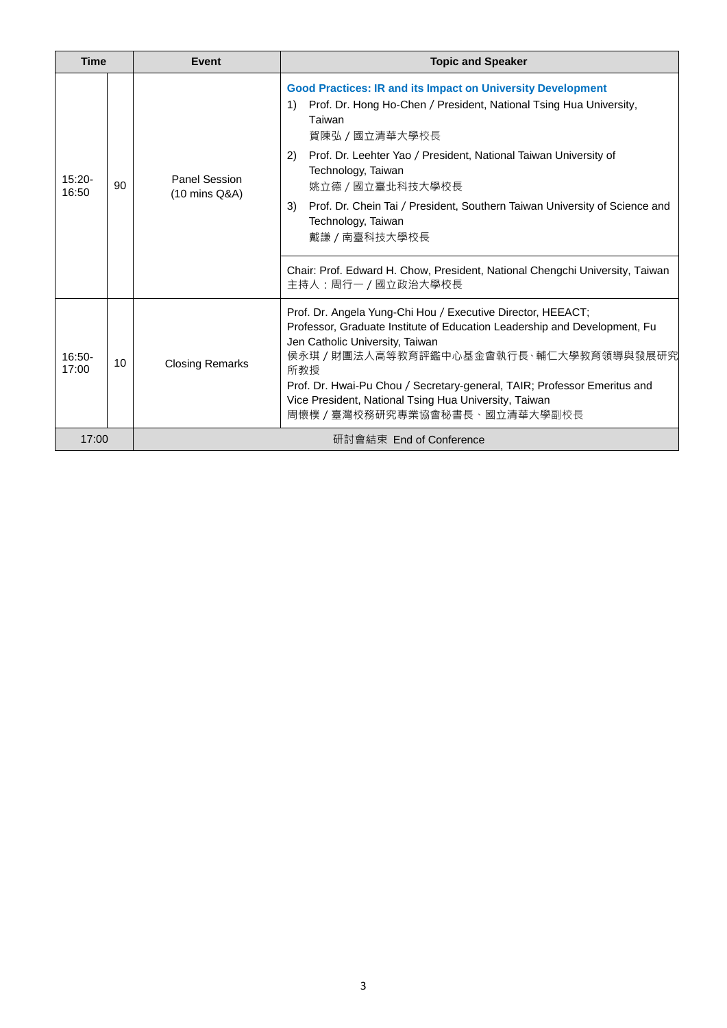| Time | | Event | Topic and Speaker |
|---|---|---|---|
| 15:20-16:50 | 90 | Panel Session (10 mins Q&A) | **Good Practices: IR and its Impact on University Development**<br>1) Prof. Dr. Hong Ho-Chen / President, National Tsing Hua University, Taiwan<br>賀陳弘 / 國立清華大學校長<br>2) Prof. Dr. Leehter Yao / President, National Taiwan University of Technology, Taiwan<br>姚立德 / 國立臺北科技大學校長<br>3) Prof. Dr. Chein Tai / President, Southern Taiwan University of Science and Technology, Taiwan<br>戴謙 / 南臺科技大學校長 |
| | | | Chair: Prof. Edward H. Chow, President, National Chengchi University, Taiwan<br>主持人：周行一 / 國立政治大學校長 |
| 16:50-17:00 | 10 | Closing Remarks | Prof. Dr. Angela Yung-Chi Hou / Executive Director, HEEACT; Professor, Graduate Institute of Education Leadership and Development, Fu Jen Catholic University, Taiwan<br>侯永琪 / 財團法人高等教育評鑑中心基金會執行長、輔仁大學教育領導與發展研究所教授<br>Prof. Dr. Hwai-Pu Chou / Secretary-general, TAIR; Professor Emeritus and Vice President, National Tsing Hua University, Taiwan<br>周懷樸 / 臺灣校務研究專業協會秘書長、國立清華大學副校長 |
| 17:00 | | 研討會結束 End of Conference | |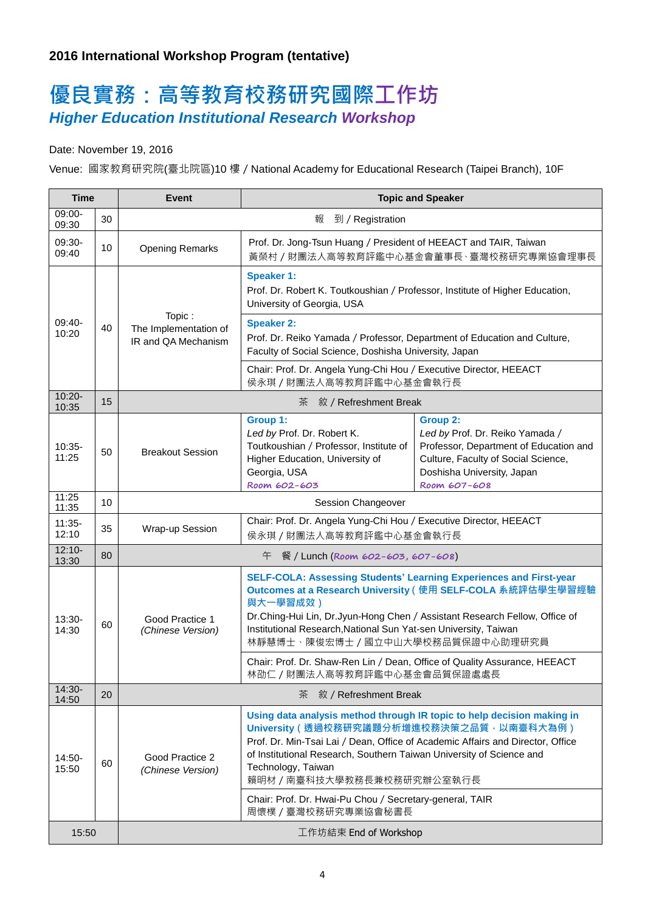**2016 International Workshop Program (tentative)**

# 優良實務：高等教育校務研究國際工作坊
## *Higher Education Institutional Research Workshop*

Date: November 19, 2016

Venue: 國家教育研究院(臺北院區)10 樓 / National Academy for Educational Research (Taipei Branch), 10F

| Time | | Event | Topic and Speaker | |
|---|---|---|---|---|
| 09:00-09:30 | 30 | 報　到 / Registration | | |
| 09:30-09:40 | 10 | Opening Remarks | Prof. Dr. Jong-Tsun Huang / President of HEEACT and TAIR, Taiwan<br>黃榮村 / 財團法人高等教育評鑑中心基金會董事長、臺灣校務研究專業協會理事長 | |
| 09:40-10:20 | 40 | Topic：<br>The Implementation of IR and QA Mechanism | **Speaker 1:**<br>Prof. Dr. Robert K. Toutkoushian / Professor, Institute of Higher Education, University of Georgia, USA | |
| | | | **Speaker 2:**<br>Prof. Dr. Reiko Yamada / Professor, Department of Education and Culture, Faculty of Social Science, Doshisha University, Japan | |
| | | | Chair: Prof. Dr. Angela Yung-Chi Hou / Executive Director, HEEACT<br>侯永琪 / 財團法人高等教育評鑑中心基金會執行長 | |
| 10:20-10:35 | 15 | 茶　敘 / Refreshment Break | | |
| 10:35-11:25 | 50 | Breakout Session | **Group 1:**<br>*Led by* Prof. Dr. Robert K. Toutkoushian / Professor, Institute of Higher Education, University of Georgia, USA<br>Room 602-603 | **Group 2:**<br>*Led by* Prof. Dr. Reiko Yamada / Professor, Department of Education and Culture, Faculty of Social Science, Doshisha University, Japan<br>Room 607-608 |
| 11:25 11:35 | 10 | Session Changeover | | |
| 11:35-12:10 | 35 | Wrap-up Session | Chair: Prof. Dr. Angela Yung-Chi Hou / Executive Director, HEEACT<br>侯永琪 / 財團法人高等教育評鑑中心基金會執行長 | |
| 12:10-13:30 | 80 | 午　餐 / Lunch (Room 602-603, 607-608) | | |
| 13:30-14:30 | 60 | Good Practice 1<br>*(Chinese Version)* | **SELF-COLA: Assessing Students' Learning Experiences and First-year Outcomes at a Research University ( 使用 SELF-COLA 系統評估學生學習經驗與大一學習成效 )**<br>Dr.Ching-Hui Lin, Dr.Jyun-Hong Chen / Assistant Research Fellow, Office of Institutional Research,National Sun Yat-sen University, Taiwan<br>林靜慧博士、陳俊宏博士 / 國立中山大學校務品質保證中心助理研究員 | |
| | | | Chair: Prof. Dr. Shaw-Ren Lin / Dean, Office of Quality Assurance, HEEACT<br>林劭仁 / 財團法人高等教育評鑑中心基金會品質保證處處長 | |
| 14:30-14:50 | 20 | 茶　敘 / Refreshment Break | | |
| 14:50-15:50 | 60 | Good Practice 2<br>*(Chinese Version)* | **Using data analysis method through IR topic to help decision making in University ( 透過校務研究議題分析增進校務決策之品質，以南臺科大為例 )**<br>Prof. Dr. Min-Tsai Lai / Dean, Office of Academic Affairs and Director, Office of Institutional Research, Southern Taiwan University of Science and Technology, Taiwan<br>賴明材 / 南臺科技大學教務長兼校務研究辦公室執行長 | |
| | | | Chair: Prof. Dr. Hwai-Pu Chou / Secretary-general, TAIR<br>周懷樸 / 臺灣校務研究專業協會秘書長 | |
| 15:50 | | 工作坊結束 End of Workshop | | |